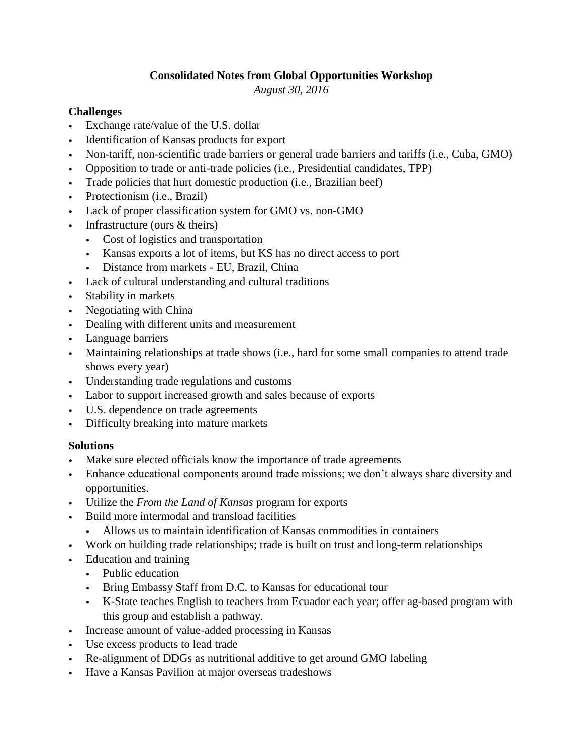**Consolidated Notes from Global Opportunities Workshop**

*August 30, 2016*

## Challenges

- Exchange rate/value of the U.S. dollar
- Identification of Kansas products for export
- Non-tariff, non-scientific trade barriers or general trade barriers and tariffs (i.e., Cuba, GMO)
- Opposition to trade or anti-trade policies (i.e., Presidential candidates, TPP)
- Trade policies that hurt domestic production (i.e., Brazilian beef)
- Protectionism (i.e., Brazil)
- Lack of proper classification system for GMO vs. non-GMO
- Infrastructure (ours & theirs)
  - Cost of logistics and transportation
  - Kansas exports a lot of items, but KS has no direct access to port
  - Distance from markets - EU, Brazil, China
- Lack of cultural understanding and cultural traditions
- Stability in markets
- Negotiating with China
- Dealing with different units and measurement
- Language barriers
- Maintaining relationships at trade shows (i.e., hard for some small companies to attend trade shows every year)
- Understanding trade regulations and customs
- Labor to support increased growth and sales because of exports
- U.S. dependence on trade agreements
- Difficulty breaking into mature markets

## Solutions

- Make sure elected officials know the importance of trade agreements
- Enhance educational components around trade missions; we don't always share diversity and opportunities.
- Utilize the *From the Land of Kansas* program for exports
- Build more intermodal and transload facilities
  - Allows us to maintain identification of Kansas commodities in containers
- Work on building trade relationships; trade is built on trust and long-term relationships
- Education and training
  - Public education
  - Bring Embassy Staff from D.C. to Kansas for educational tour
  - K-State teaches English to teachers from Ecuador each year; offer ag-based program with this group and establish a pathway.
- Increase amount of value-added processing in Kansas
- Use excess products to lead trade
- Re-alignment of DDGs as nutritional additive to get around GMO labeling
- Have a Kansas Pavilion at major overseas tradeshows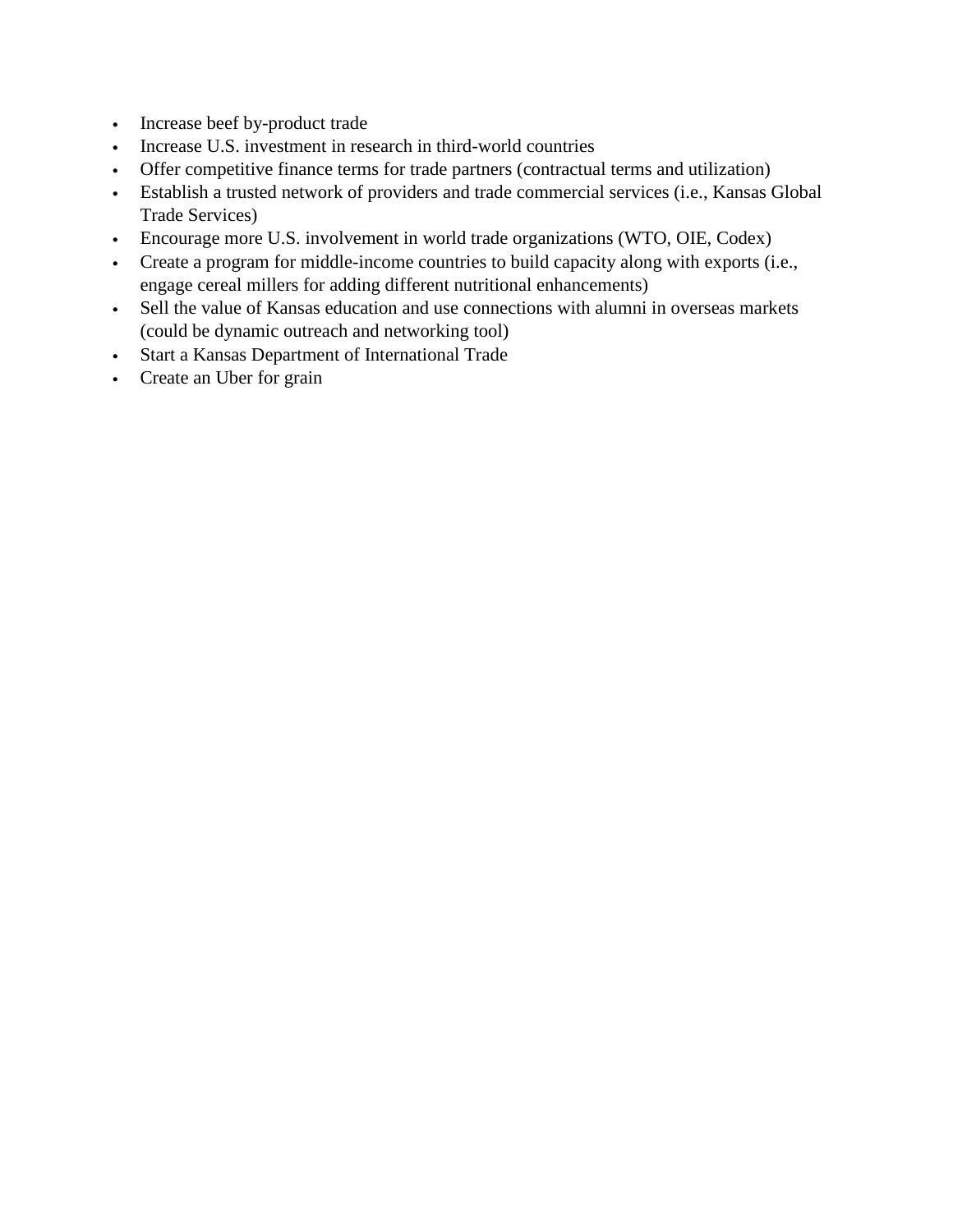- Increase beef by-product trade
- Increase U.S. investment in research in third-world countries
- Offer competitive finance terms for trade partners (contractual terms and utilization)
- Establish a trusted network of providers and trade commercial services (i.e., Kansas Global Trade Services)
- Encourage more U.S. involvement in world trade organizations (WTO, OIE, Codex)
- Create a program for middle-income countries to build capacity along with exports (i.e., engage cereal millers for adding different nutritional enhancements)
- Sell the value of Kansas education and use connections with alumni in overseas markets (could be dynamic outreach and networking tool)
- Start a Kansas Department of International Trade
- Create an Uber for grain